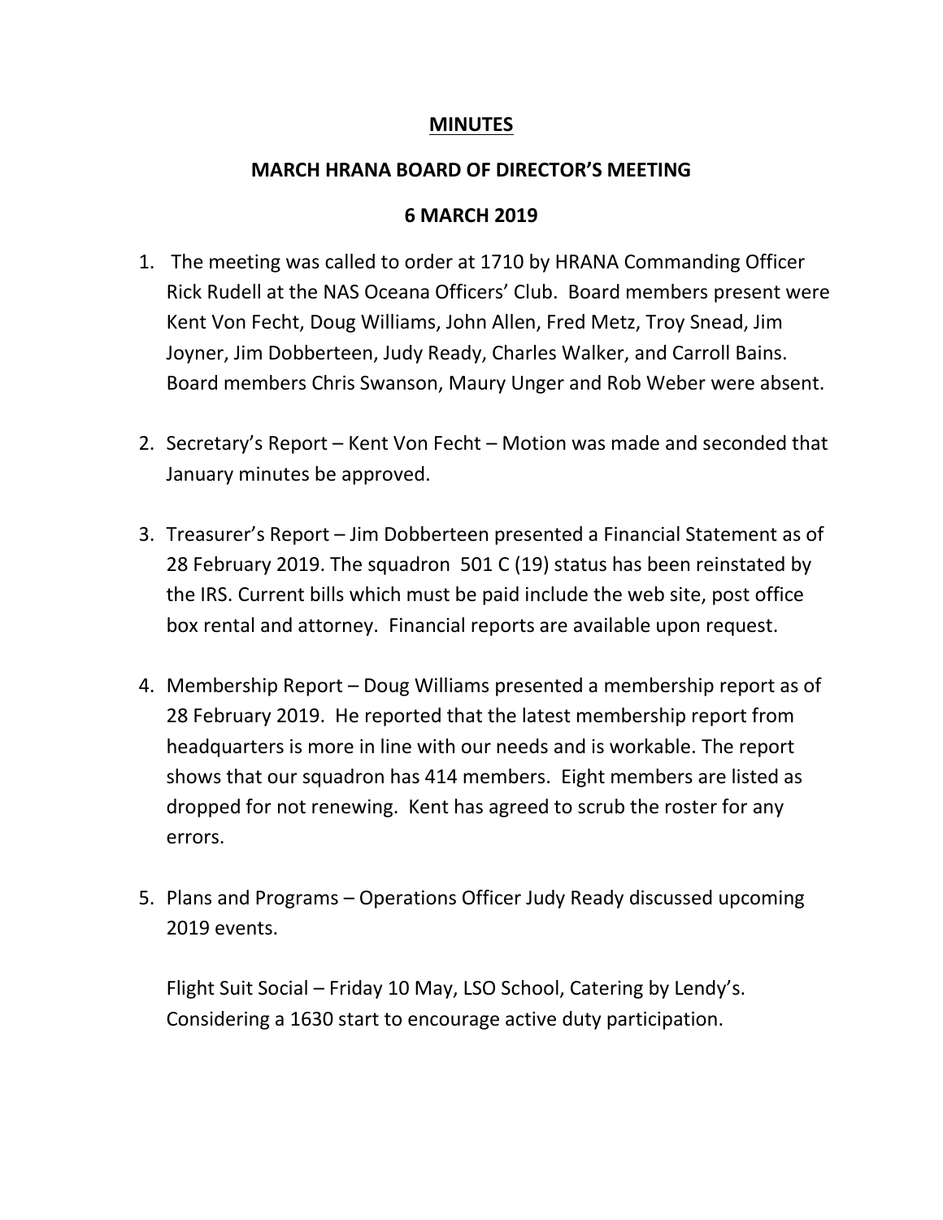**MINUTES**

**MARCH HRANA BOARD OF DIRECTOR'S MEETING**

**6 MARCH 2019**

1. The meeting was called to order at 1710 by HRANA Commanding Officer Rick Rudell at the NAS Oceana Officers' Club. Board members present were Kent Von Fecht, Doug Williams, John Allen, Fred Metz, Troy Snead, Jim Joyner, Jim Dobberteen, Judy Ready, Charles Walker, and Carroll Bains. Board members Chris Swanson, Maury Unger and Rob Weber were absent.

2. Secretary's Report – Kent Von Fecht – Motion was made and seconded that January minutes be approved.

3. Treasurer's Report – Jim Dobberteen presented a Financial Statement as of 28 February 2019. The squadron 501 C (19) status has been reinstated by the IRS. Current bills which must be paid include the web site, post office box rental and attorney. Financial reports are available upon request.

4. Membership Report – Doug Williams presented a membership report as of 28 February 2019. He reported that the latest membership report from headquarters is more in line with our needs and is workable. The report shows that our squadron has 414 members. Eight members are listed as dropped for not renewing. Kent has agreed to scrub the roster for any errors.

5. Plans and Programs – Operations Officer Judy Ready discussed upcoming 2019 events.

   Flight Suit Social – Friday 10 May, LSO School, Catering by Lendy's. Considering a 1630 start to encourage active duty participation.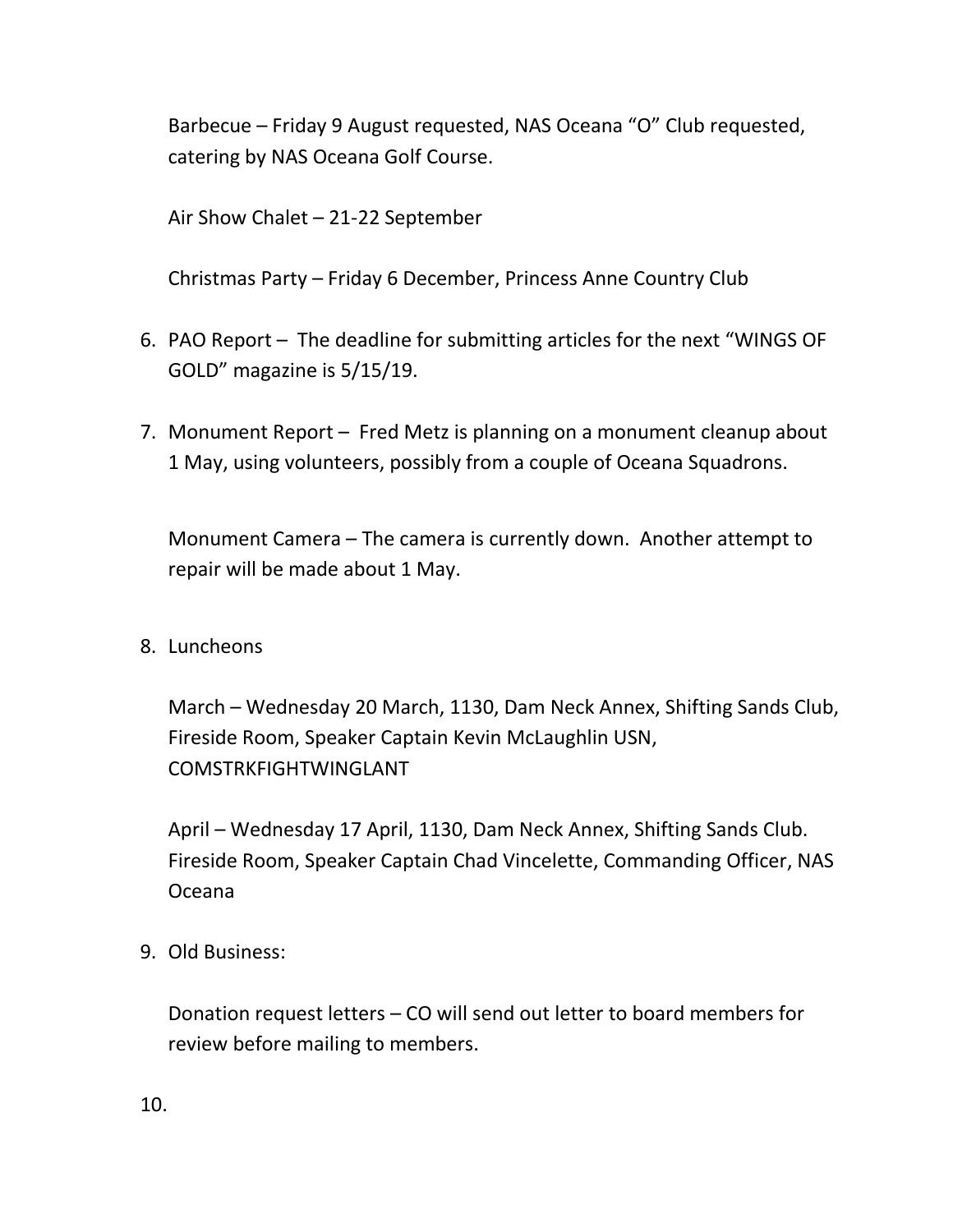Barbecue – Friday 9 August requested, NAS Oceana "O" Club requested, catering by NAS Oceana Golf Course.

Air Show Chalet – 21-22 September

Christmas Party – Friday 6 December, Princess Anne Country Club

6. PAO Report – The deadline for submitting articles for the next "WINGS OF GOLD" magazine is 5/15/19.

7. Monument Report – Fred Metz is planning on a monument cleanup about 1 May, using volunteers, possibly from a couple of Oceana Squadrons.

   Monument Camera – The camera is currently down. Another attempt to repair will be made about 1 May.

8. Luncheons

   March – Wednesday 20 March, 1130, Dam Neck Annex, Shifting Sands Club, Fireside Room, Speaker Captain Kevin McLaughlin USN, COMSTRKFIGHTWINGLANT

   April – Wednesday 17 April, 1130, Dam Neck Annex, Shifting Sands Club. Fireside Room, Speaker Captain Chad Vincelette, Commanding Officer, NAS Oceana

9. Old Business:

   Donation request letters – CO will send out letter to board members for review before mailing to members.

10.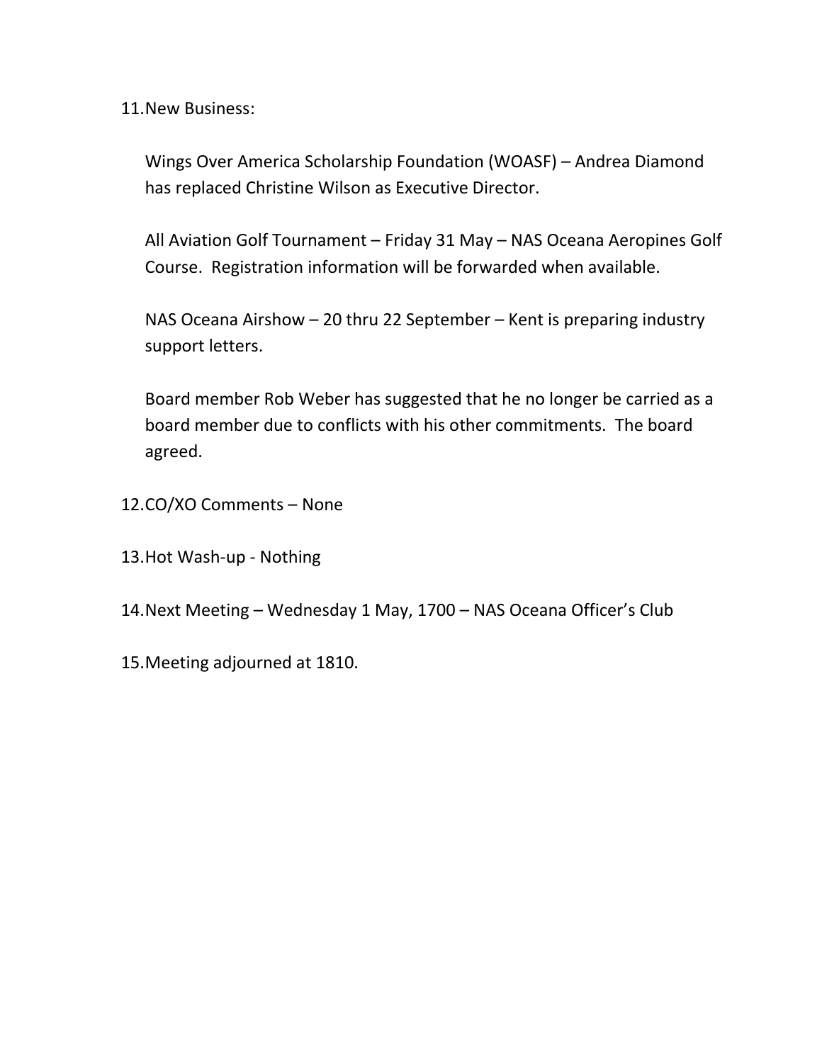11. New Business:

    Wings Over America Scholarship Foundation (WOASF) – Andrea Diamond has replaced Christine Wilson as Executive Director.

    All Aviation Golf Tournament – Friday 31 May – NAS Oceana Aeropines Golf Course. Registration information will be forwarded when available.

    NAS Oceana Airshow – 20 thru 22 September – Kent is preparing industry support letters.

    Board member Rob Weber has suggested that he no longer be carried as a board member due to conflicts with his other commitments. The board agreed.

12. CO/XO Comments – None

13. Hot Wash-up - Nothing

14. Next Meeting – Wednesday 1 May, 1700 – NAS Oceana Officer's Club

15. Meeting adjourned at 1810.